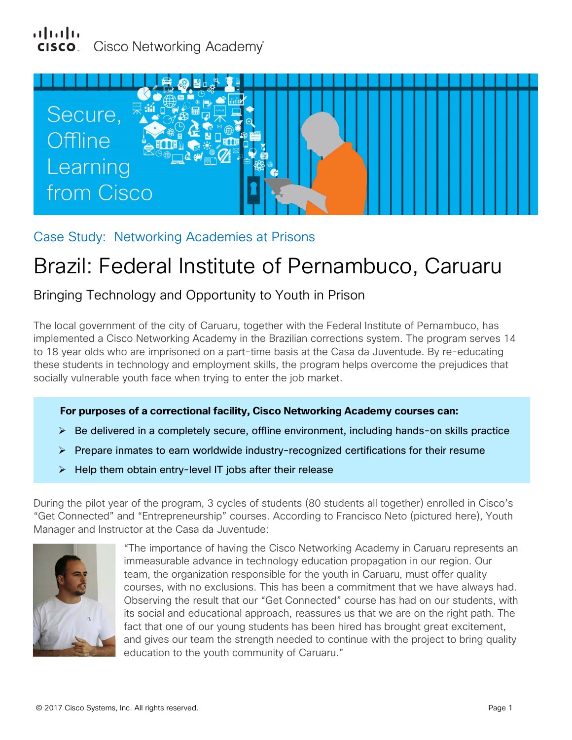Cisco Networking Academy

Secure, Offline Learning from Cisco

### Case Study: Networking Academies at Prisons

# Brazil: Federal Institute of Pernambuco, Caruaru

## Bringing Technology and Opportunity to Youth in Prison

The local government of the city of Caruaru, together with the Federal Institute of Pernambuco, has implemented a Cisco Networking Academy in the Brazilian corrections system. The program serves 14 to 18 year olds who are imprisoned on a part-time basis at the Casa da Juventude. By re-educating these students in technology and employment skills, the program helps overcome the prejudices that socially vulnerable youth face when trying to enter the job market.

**For purposes of a correctional facility, Cisco Networking Academy courses can:**

- Be delivered in a completely secure, offline environment, including hands-on skills practice
- Prepare inmates to earn worldwide industry-recognized certifications for their resume
- Help them obtain entry-level IT jobs after their release

During the pilot year of the program, 3 cycles of students (80 students all together) enrolled in Cisco's "Get Connected" and "Entrepreneurship" courses. According to Francisco Neto (pictured here), Youth Manager and Instructor at the Casa da Juventude:

"The importance of having the Cisco Networking Academy in Caruaru represents an immeasurable advance in technology education propagation in our region. Our team, the organization responsible for the youth in Caruaru, must offer quality courses, with no exclusions. This has been a commitment that we have always had. Observing the result that our "Get Connected" course has had on our students, with its social and educational approach, reassures us that we are on the right path. The fact that one of our young students has been hired has brought great excitement, and gives our team the strength needed to continue with the project to bring quality education to the youth community of Caruaru."

© 2017 Cisco Systems, Inc. All rights reserved.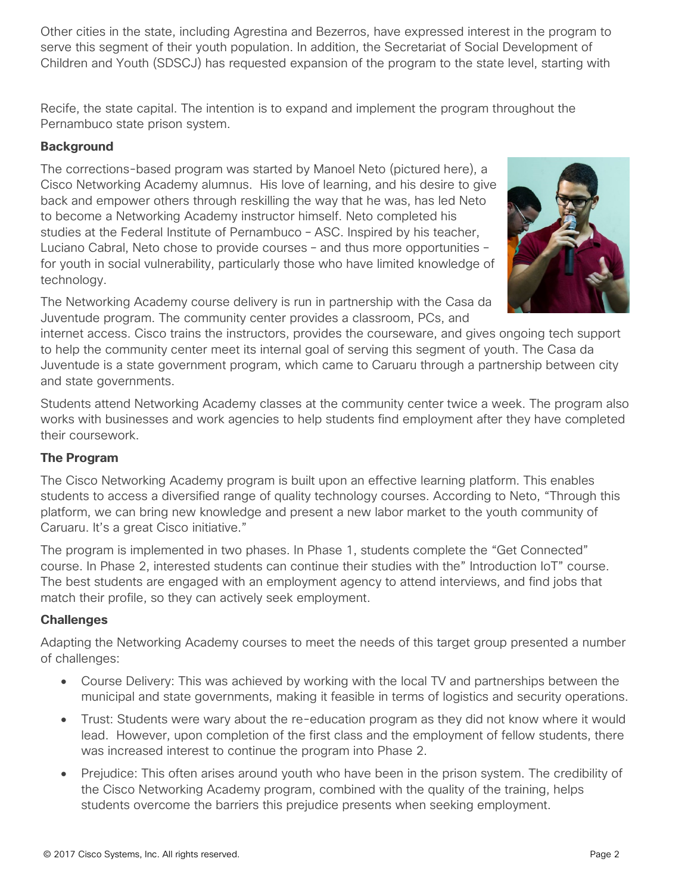Other cities in the state, including Agrestina and Bezerros, have expressed interest in the program to serve this segment of their youth population. In addition, the Secretariat of Social Development of Children and Youth (SDSCJ) has requested expansion of the program to the state level, starting with

Recife, the state capital. The intention is to expand and implement the program throughout the Pernambuco state prison system.

**Background**

The corrections-based program was started by Manoel Neto (pictured here), a Cisco Networking Academy alumnus. His love of learning, and his desire to give back and empower others through reskilling the way that he was, has led Neto to become a Networking Academy instructor himself. Neto completed his studies at the Federal Institute of Pernambuco – ASC. Inspired by his teacher, Luciano Cabral, Neto chose to provide courses – and thus more opportunities – for youth in social vulnerability, particularly those who have limited knowledge of technology.

The Networking Academy course delivery is run in partnership with the Casa da Juventude program. The community center provides a classroom, PCs, and internet access. Cisco trains the instructors, provides the courseware, and gives ongoing tech support to help the community center meet its internal goal of serving this segment of youth. The Casa da Juventude is a state government program, which came to Caruaru through a partnership between city and state governments.

Students attend Networking Academy classes at the community center twice a week. The program also works with businesses and work agencies to help students find employment after they have completed their coursework.

**The Program**

The Cisco Networking Academy program is built upon an effective learning platform. This enables students to access a diversified range of quality technology courses. According to Neto, "Through this platform, we can bring new knowledge and present a new labor market to the youth community of Caruaru. It's a great Cisco initiative."

The program is implemented in two phases. In Phase 1, students complete the "Get Connected" course. In Phase 2, interested students can continue their studies with the" Introduction IoT" course. The best students are engaged with an employment agency to attend interviews, and find jobs that match their profile, so they can actively seek employment.

**Challenges**

Adapting the Networking Academy courses to meet the needs of this target group presented a number of challenges:

- Course Delivery: This was achieved by working with the local TV and partnerships between the municipal and state governments, making it feasible in terms of logistics and security operations.
- Trust: Students were wary about the re-education program as they did not know where it would lead. However, upon completion of the first class and the employment of fellow students, there was increased interest to continue the program into Phase 2.
- Prejudice: This often arises around youth who have been in the prison system. The credibility of the Cisco Networking Academy program, combined with the quality of the training, helps students overcome the barriers this prejudice presents when seeking employment.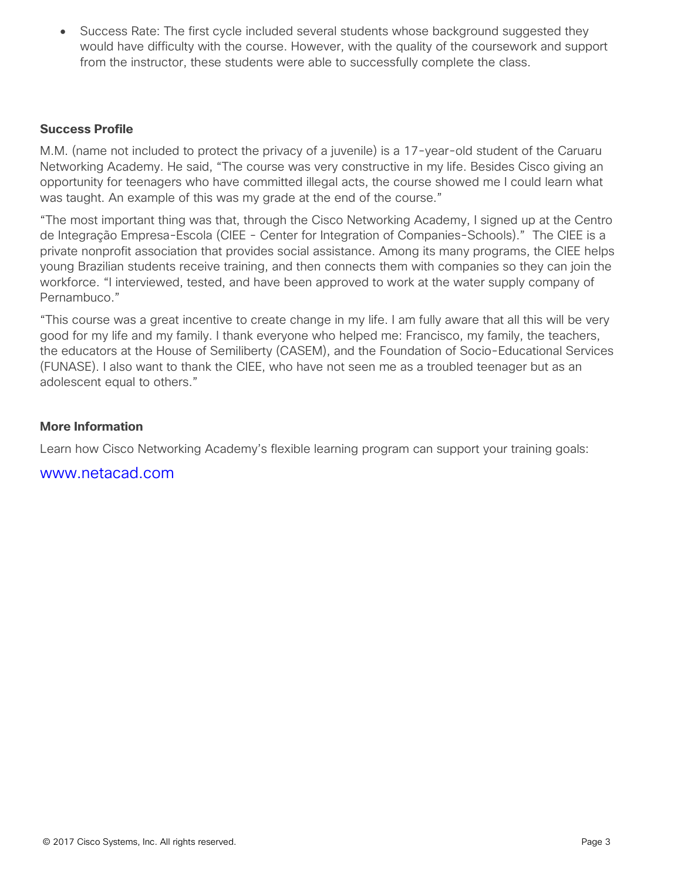- Success Rate: The first cycle included several students whose background suggested they would have difficulty with the course. However, with the quality of the coursework and support from the instructor, these students were able to successfully complete the class.

## Success Profile

M.M. (name not included to protect the privacy of a juvenile) is a 17-year-old student of the Caruaru Networking Academy. He said, "The course was very constructive in my life. Besides Cisco giving an opportunity for teenagers who have committed illegal acts, the course showed me I could learn what was taught. An example of this was my grade at the end of the course."

"The most important thing was that, through the Cisco Networking Academy, I signed up at the Centro de Integração Empresa-Escola (CIEE - Center for Integration of Companies-Schools)." The CIEE is a private nonprofit association that provides social assistance. Among its many programs, the CIEE helps young Brazilian students receive training, and then connects them with companies so they can join the workforce. "I interviewed, tested, and have been approved to work at the water supply company of Pernambuco."

"This course was a great incentive to create change in my life. I am fully aware that all this will be very good for my life and my family. I thank everyone who helped me: Francisco, my family, the teachers, the educators at the House of Semiliberty (CASEM), and the Foundation of Socio-Educational Services (FUNASE). I also want to thank the CIEE, who have not seen me as a troubled teenager but as an adolescent equal to others."

## More Information

Learn how Cisco Networking Academy's flexible learning program can support your training goals:

www.netacad.com

© 2017 Cisco Systems, Inc. All rights reserved.